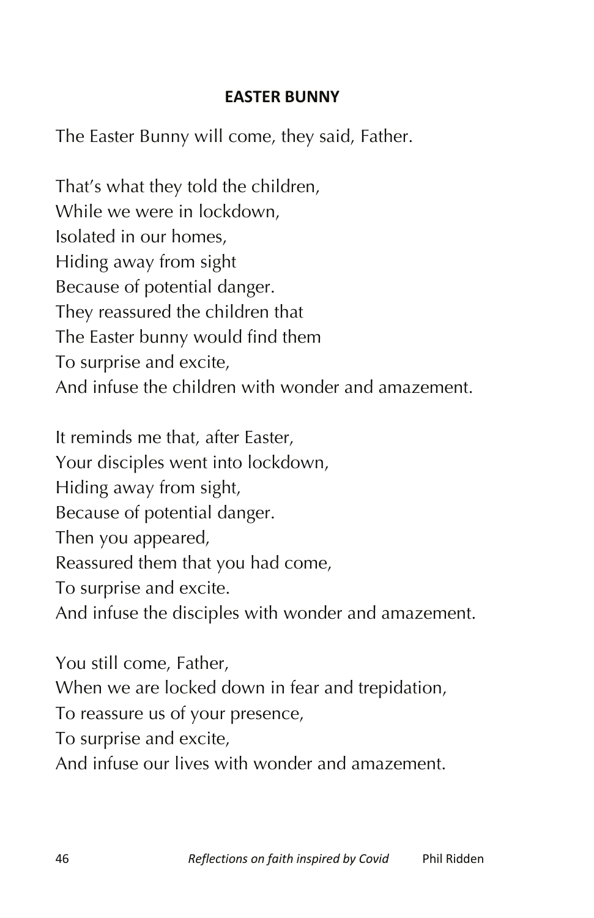## EASTER BUNNY

The Easter Bunny will come, they said, Father.

That's what they told the children,  
While we were in lockdown,  
Isolated in our homes,  
Hiding away from sight  
Because of potential danger.  
They reassured the children that  
The Easter bunny would find them  
To surprise and excite,  
And infuse the children with wonder and amazement.

It reminds me that, after Easter,  
Your disciples went into lockdown,  
Hiding away from sight,  
Because of potential danger.  
Then you appeared,  
Reassured them that you had come,  
To surprise and excite.  
And infuse the disciples with wonder and amazement.

You still come, Father,  
When we are locked down in fear and trepidation,  
To reassure us of your presence,  
To surprise and excite,  
And infuse our lives with wonder and amazement.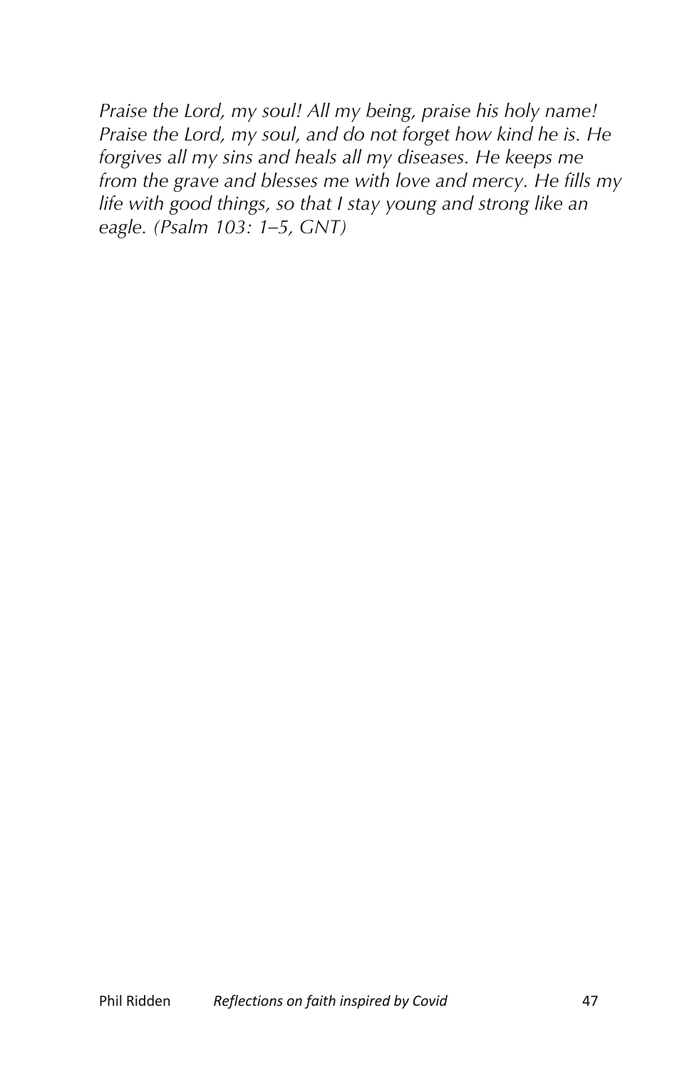*Praise the Lord, my soul! All my being, praise his holy name! Praise the Lord, my soul, and do not forget how kind he is. He forgives all my sins and heals all my diseases. He keeps me from the grave and blesses me with love and mercy. He fills my life with good things, so that I stay young and strong like an eagle. (Psalm 103: 1–5, GNT)*